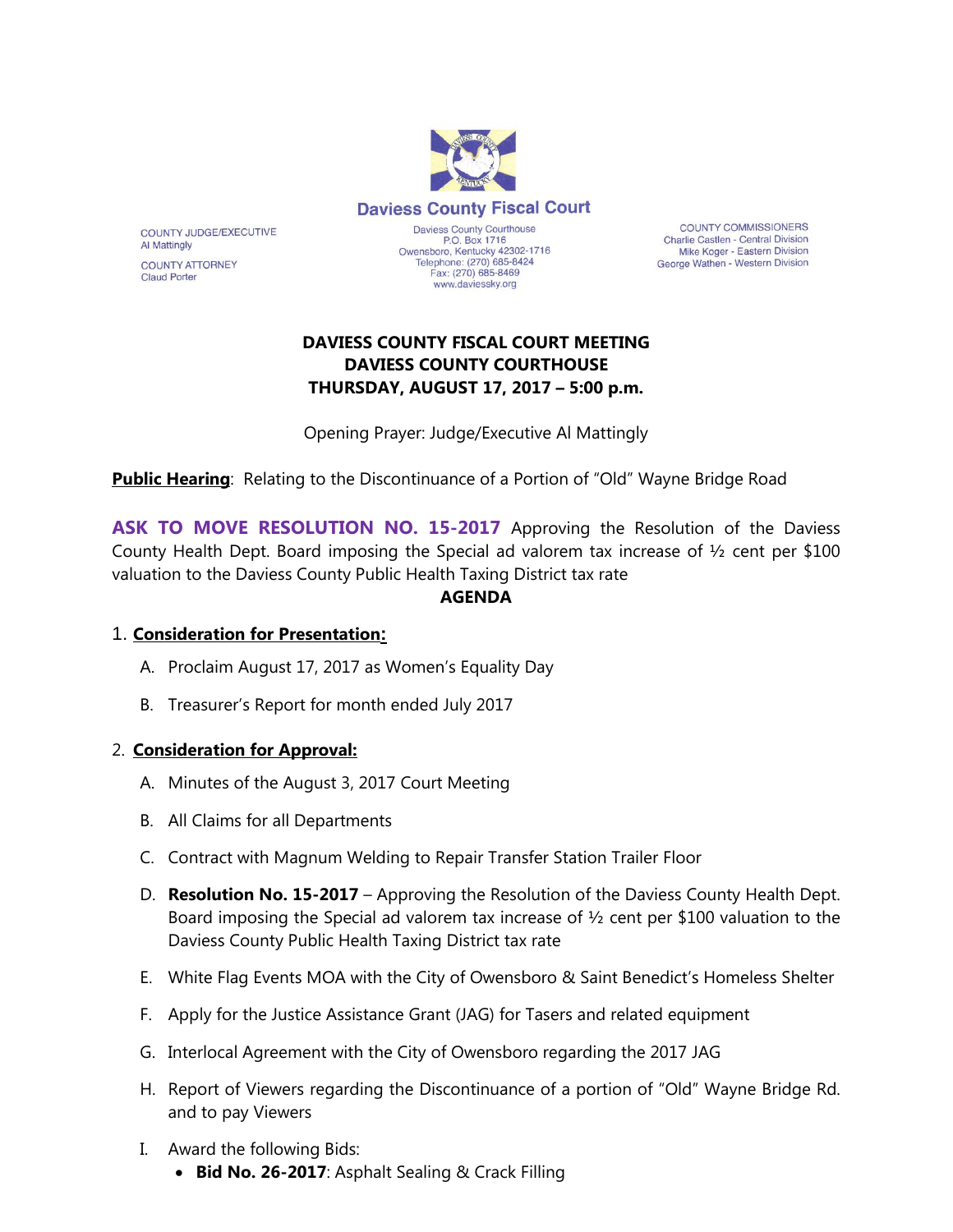# Daviess County Fiscal Court

COUNTY JUDGE/EXECUTIVE
Al Mattingly

COUNTY ATTORNEY
Claud Porter

Daviess County Courthouse
P.O. Box 1716
Owensboro, Kentucky 42302-1716
Telephone: (270) 685-8424
Fax: (270) 685-8469
www.daviessky.org

COUNTY COMMISSIONERS
Charlie Castlen - Central Division
Mike Koger - Eastern Division
George Wathen - Western Division

**DAVIESS COUNTY FISCAL COURT MEETING**
**DAVIESS COUNTY COURTHOUSE**
**THURSDAY, AUGUST 17, 2017 – 5:00 p.m.**

Opening Prayer: Judge/Executive Al Mattingly

**Public Hearing**: Relating to the Discontinuance of a Portion of "Old" Wayne Bridge Road

**ASK TO MOVE RESOLUTION NO. 15-2017** Approving the Resolution of the Daviess County Health Dept. Board imposing the Special ad valorem tax increase of ½ cent per $100 valuation to the Daviess County Public Health Taxing District tax rate

**AGENDA**

1. **Consideration for Presentation:**
   - A. Proclaim August 17, 2017 as Women's Equality Day
   - B. Treasurer's Report for month ended July 2017

2. **Consideration for Approval:**
   - A. Minutes of the August 3, 2017 Court Meeting
   - B. All Claims for all Departments
   - C. Contract with Magnum Welding to Repair Transfer Station Trailer Floor
   - D. **Resolution No. 15-2017** – Approving the Resolution of the Daviess County Health Dept. Board imposing the Special ad valorem tax increase of ½ cent per $100 valuation to the Daviess County Public Health Taxing District tax rate
   - E. White Flag Events MOA with the City of Owensboro & Saint Benedict's Homeless Shelter
   - F. Apply for the Justice Assistance Grant (JAG) for Tasers and related equipment
   - G. Interlocal Agreement with the City of Owensboro regarding the 2017 JAG
   - H. Report of Viewers regarding the Discontinuance of a portion of "Old" Wayne Bridge Rd. and to pay Viewers
   - I. Award the following Bids:
     - **Bid No. 26-2017**: Asphalt Sealing & Crack Filling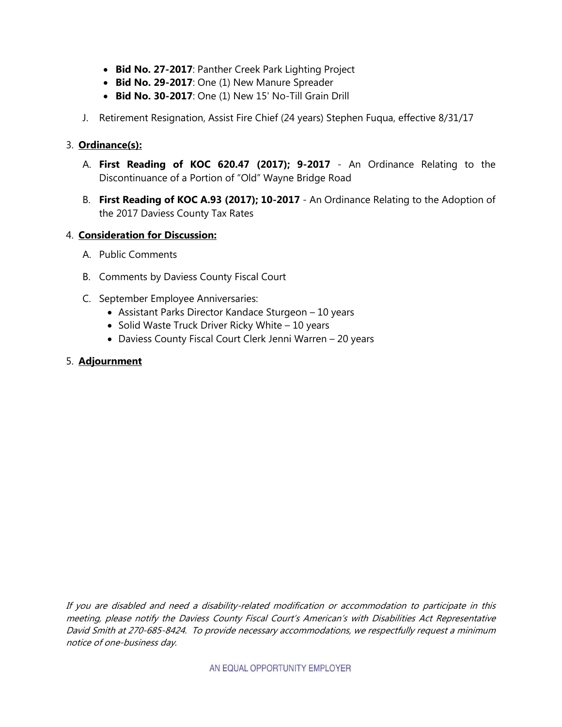- **Bid No. 27-2017**: Panther Creek Park Lighting Project
- **Bid No. 29-2017**: One (1) New Manure Spreader
- **Bid No. 30-2017**: One (1) New 15' No-Till Grain Drill

J. Retirement Resignation, Assist Fire Chief (24 years) Stephen Fuqua, effective 8/31/17

3. **Ordinance(s):**

A. **First Reading of KOC 620.47 (2017); 9-2017** - An Ordinance Relating to the Discontinuance of a Portion of "Old" Wayne Bridge Road

B. **First Reading of KOC A.93 (2017); 10-2017** - An Ordinance Relating to the Adoption of the 2017 Daviess County Tax Rates

4. **Consideration for Discussion:**

A. Public Comments

B. Comments by Daviess County Fiscal Court

C. September Employee Anniversaries:
- Assistant Parks Director Kandace Sturgeon – 10 years
- Solid Waste Truck Driver Ricky White – 10 years
- Daviess County Fiscal Court Clerk Jenni Warren – 20 years

5. **Adjournment**

*If you are disabled and need a disability-related modification or accommodation to participate in this meeting, please notify the Daviess County Fiscal Court's American's with Disabilities Act Representative David Smith at 270-685-8424. To provide necessary accommodations, we respectfully request a minimum notice of one-business day.*

AN EQUAL OPPORTUNITY EMPLOYER